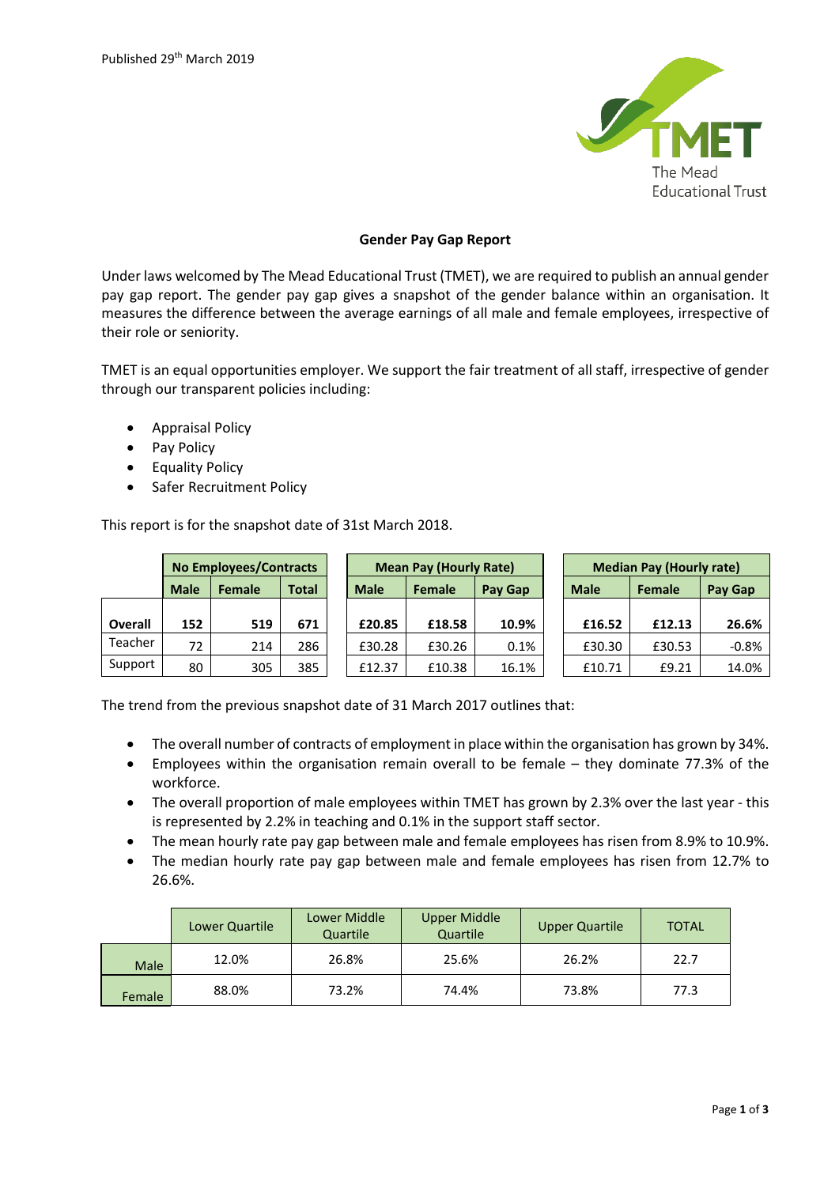Published 29th March 2019

The Mead Educational Trust

## Gender Pay Gap Report

Under laws welcomed by The Mead Educational Trust (TMET), we are required to publish an annual gender pay gap report. The gender pay gap gives a snapshot of the gender balance within an organisation. It measures the difference between the average earnings of all male and female employees, irrespective of their role or seniority.

TMET is an equal opportunities employer. We support the fair treatment of all staff, irrespective of gender through our transparent policies including:

- Appraisal Policy
- Pay Policy
- Equality Policy
- Safer Recruitment Policy

This report is for the snapshot date of 31st March 2018.

| | No Employees/Contracts | | | Mean Pay (Hourly Rate) | | | Median Pay (Hourly rate) | | |
|---|---|---|---|---|---|---|---|---|---|
| | **Male** | **Female** | **Total** | **Male** | **Female** | **Pay Gap** | **Male** | **Female** | **Pay Gap** |
| **Overall** | **152** | **519** | **671** | **£20.85** | **£18.58** | **10.9%** | **£16.52** | **£12.13** | **26.6%** |
| Teacher | 72 | 214 | 286 | £30.28 | £30.26 | 0.1% | £30.30 | £30.53 | -0.8% |
| Support | 80 | 305 | 385 | £12.37 | £10.38 | 16.1% | £10.71 | £9.21 | 14.0% |

The trend from the previous snapshot date of 31 March 2017 outlines that:

- The overall number of contracts of employment in place within the organisation has grown by 34%.
- Employees within the organisation remain overall to be female – they dominate 77.3% of the workforce.
- The overall proportion of male employees within TMET has grown by 2.3% over the last year - this is represented by 2.2% in teaching and 0.1% in the support staff sector.
- The mean hourly rate pay gap between male and female employees has risen from 8.9% to 10.9%.
- The median hourly rate pay gap between male and female employees has risen from 12.7% to 26.6%.

| | Lower Quartile | Lower Middle Quartile | Upper Middle Quartile | Upper Quartile | TOTAL |
|---|---|---|---|---|---|
| Male | 12.0% | 26.8% | 25.6% | 26.2% | 22.7 |
| Female | 88.0% | 73.2% | 74.4% | 73.8% | 77.3 |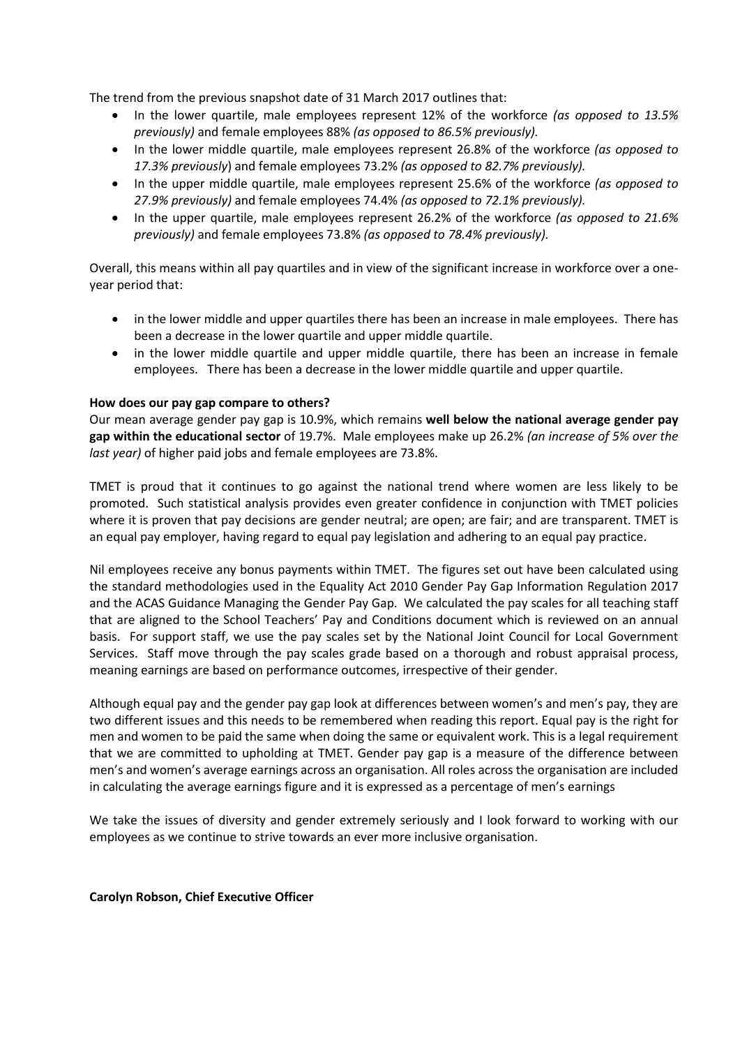The trend from the previous snapshot date of 31 March 2017 outlines that:

- In the lower quartile, male employees represent 12% of the workforce *(as opposed to 13.5% previously)* and female employees 88% *(as opposed to 86.5% previously).*
- In the lower middle quartile, male employees represent 26.8% of the workforce *(as opposed to 17.3% previously*) and female employees 73.2% *(as opposed to 82.7% previously).*
- In the upper middle quartile, male employees represent 25.6% of the workforce *(as opposed to 27.9% previously)* and female employees 74.4% *(as opposed to 72.1% previously).*
- In the upper quartile, male employees represent 26.2% of the workforce *(as opposed to 21.6% previously)* and female employees 73.8% *(as opposed to 78.4% previously).*

Overall, this means within all pay quartiles and in view of the significant increase in workforce over a one-year period that:

- in the lower middle and upper quartiles there has been an increase in male employees. There has been a decrease in the lower quartile and upper middle quartile.
- in the lower middle quartile and upper middle quartile, there has been an increase in female employees. There has been a decrease in the lower middle quartile and upper quartile.

**How does our pay gap compare to others?**

Our mean average gender pay gap is 10.9%, which remains **well below the national average gender pay gap within the educational sector** of 19.7%. Male employees make up 26.2% *(an increase of 5% over the last year)* of higher paid jobs and female employees are 73.8%.

TMET is proud that it continues to go against the national trend where women are less likely to be promoted. Such statistical analysis provides even greater confidence in conjunction with TMET policies where it is proven that pay decisions are gender neutral; are open; are fair; and are transparent. TMET is an equal pay employer, having regard to equal pay legislation and adhering to an equal pay practice.

Nil employees receive any bonus payments within TMET. The figures set out have been calculated using the standard methodologies used in the Equality Act 2010 Gender Pay Gap Information Regulation 2017 and the ACAS Guidance Managing the Gender Pay Gap. We calculated the pay scales for all teaching staff that are aligned to the School Teachers' Pay and Conditions document which is reviewed on an annual basis. For support staff, we use the pay scales set by the National Joint Council for Local Government Services. Staff move through the pay scales grade based on a thorough and robust appraisal process, meaning earnings are based on performance outcomes, irrespective of their gender.

Although equal pay and the gender pay gap look at differences between women's and men's pay, they are two different issues and this needs to be remembered when reading this report. Equal pay is the right for men and women to be paid the same when doing the same or equivalent work. This is a legal requirement that we are committed to upholding at TMET. Gender pay gap is a measure of the difference between men's and women's average earnings across an organisation. All roles across the organisation are included in calculating the average earnings figure and it is expressed as a percentage of men's earnings

We take the issues of diversity and gender extremely seriously and I look forward to working with our employees as we continue to strive towards an ever more inclusive organisation.

**Carolyn Robson, Chief Executive Officer**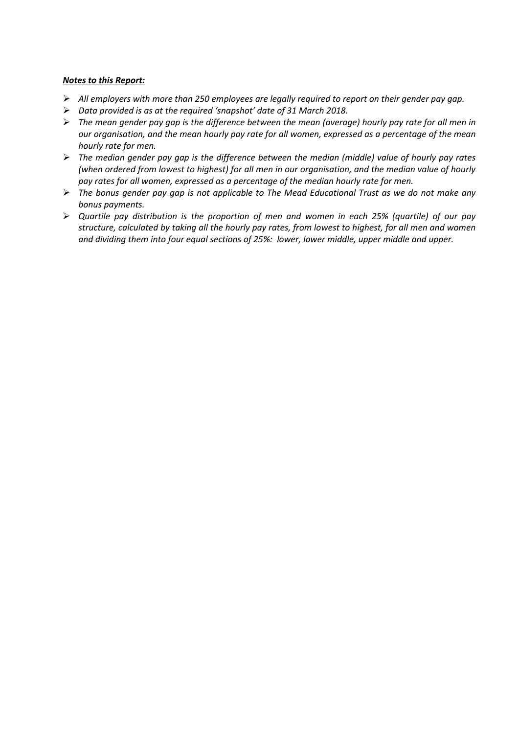***Notes to this Report:***

- *All employers with more than 250 employees are legally required to report on their gender pay gap.*
- *Data provided is as at the required 'snapshot' date of 31 March 2018.*
- *The mean gender pay gap is the difference between the mean (average) hourly pay rate for all men in our organisation, and the mean hourly pay rate for all women, expressed as a percentage of the mean hourly rate for men.*
- *The median gender pay gap is the difference between the median (middle) value of hourly pay rates (when ordered from lowest to highest) for all men in our organisation, and the median value of hourly pay rates for all women, expressed as a percentage of the median hourly rate for men.*
- *The bonus gender pay gap is not applicable to The Mead Educational Trust as we do not make any bonus payments.*
- *Quartile pay distribution is the proportion of men and women in each 25% (quartile) of our pay structure, calculated by taking all the hourly pay rates, from lowest to highest, for all men and women and dividing them into four equal sections of 25%: lower, lower middle, upper middle and upper.*